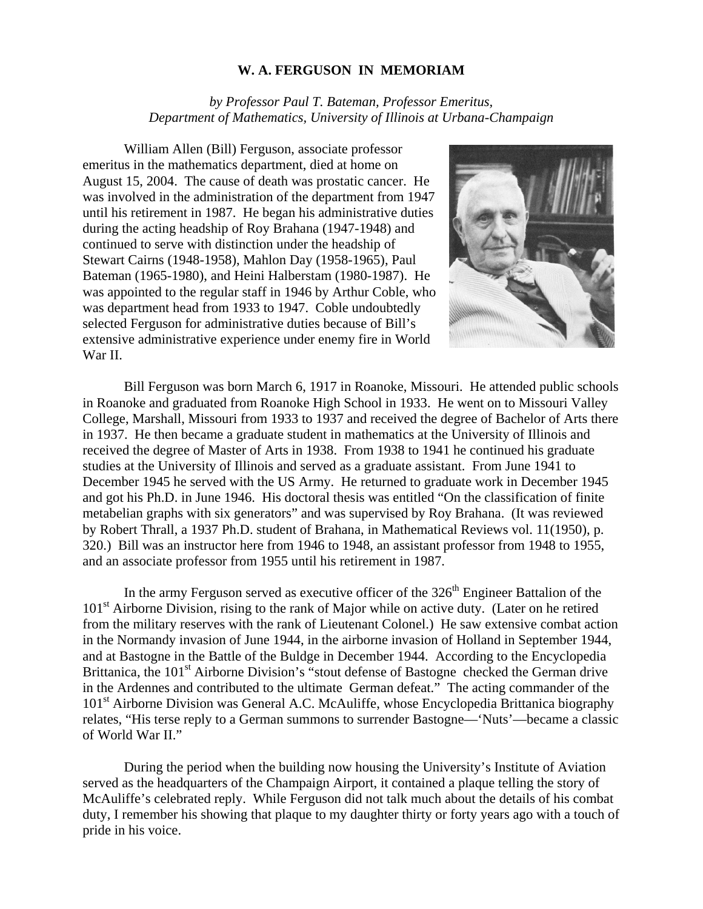# W. A. FERGUSON IN MEMORIAM

*by Professor Paul T. Bateman, Professor Emeritus, Department of Mathematics, University of Illinois at Urbana-Champaign*

William Allen (Bill) Ferguson, associate professor emeritus in the mathematics department, died at home on August 15, 2004. The cause of death was prostatic cancer. He was involved in the administration of the department from 1947 until his retirement in 1987. He began his administrative duties during the acting headship of Roy Brahana (1947-1948) and continued to serve with distinction under the headship of Stewart Cairns (1948-1958), Mahlon Day (1958-1965), Paul Bateman (1965-1980), and Heini Halberstam (1980-1987). He was appointed to the regular staff in 1946 by Arthur Coble, who was department head from 1933 to 1947. Coble undoubtedly selected Ferguson for administrative duties because of Bill's extensive administrative experience under enemy fire in World War II.

Bill Ferguson was born March 6, 1917 in Roanoke, Missouri. He attended public schools in Roanoke and graduated from Roanoke High School in 1933. He went on to Missouri Valley College, Marshall, Missouri from 1933 to 1937 and received the degree of Bachelor of Arts there in 1937. He then became a graduate student in mathematics at the University of Illinois and received the degree of Master of Arts in 1938. From 1938 to 1941 he continued his graduate studies at the University of Illinois and served as a graduate assistant. From June 1941 to December 1945 he served with the US Army. He returned to graduate work in December 1945 and got his Ph.D. in June 1946. His doctoral thesis was entitled "On the classification of finite metabelian graphs with six generators" and was supervised by Roy Brahana. (It was reviewed by Robert Thrall, a 1937 Ph.D. student of Brahana, in Mathematical Reviews vol. 11(1950), p. 320.) Bill was an instructor here from 1946 to 1948, an assistant professor from 1948 to 1955, and an associate professor from 1955 until his retirement in 1987.

In the army Ferguson served as executive officer of the 326th Engineer Battalion of the 101st Airborne Division, rising to the rank of Major while on active duty. (Later on he retired from the military reserves with the rank of Lieutenant Colonel.) He saw extensive combat action in the Normandy invasion of June 1944, in the airborne invasion of Holland in September 1944, and at Bastogne in the Battle of the Buldge in December 1944. According to the Encyclopedia Brittanica, the 101st Airborne Division's "stout defense of Bastogne checked the German drive in the Ardennes and contributed to the ultimate German defeat." The acting commander of the 101st Airborne Division was General A.C. McAuliffe, whose Encyclopedia Brittanica biography relates, "His terse reply to a German summons to surrender Bastogne—'Nuts'—became a classic of World War II."

During the period when the building now housing the University's Institute of Aviation served as the headquarters of the Champaign Airport, it contained a plaque telling the story of McAuliffe's celebrated reply. While Ferguson did not talk much about the details of his combat duty, I remember his showing that plaque to my daughter thirty or forty years ago with a touch of pride in his voice.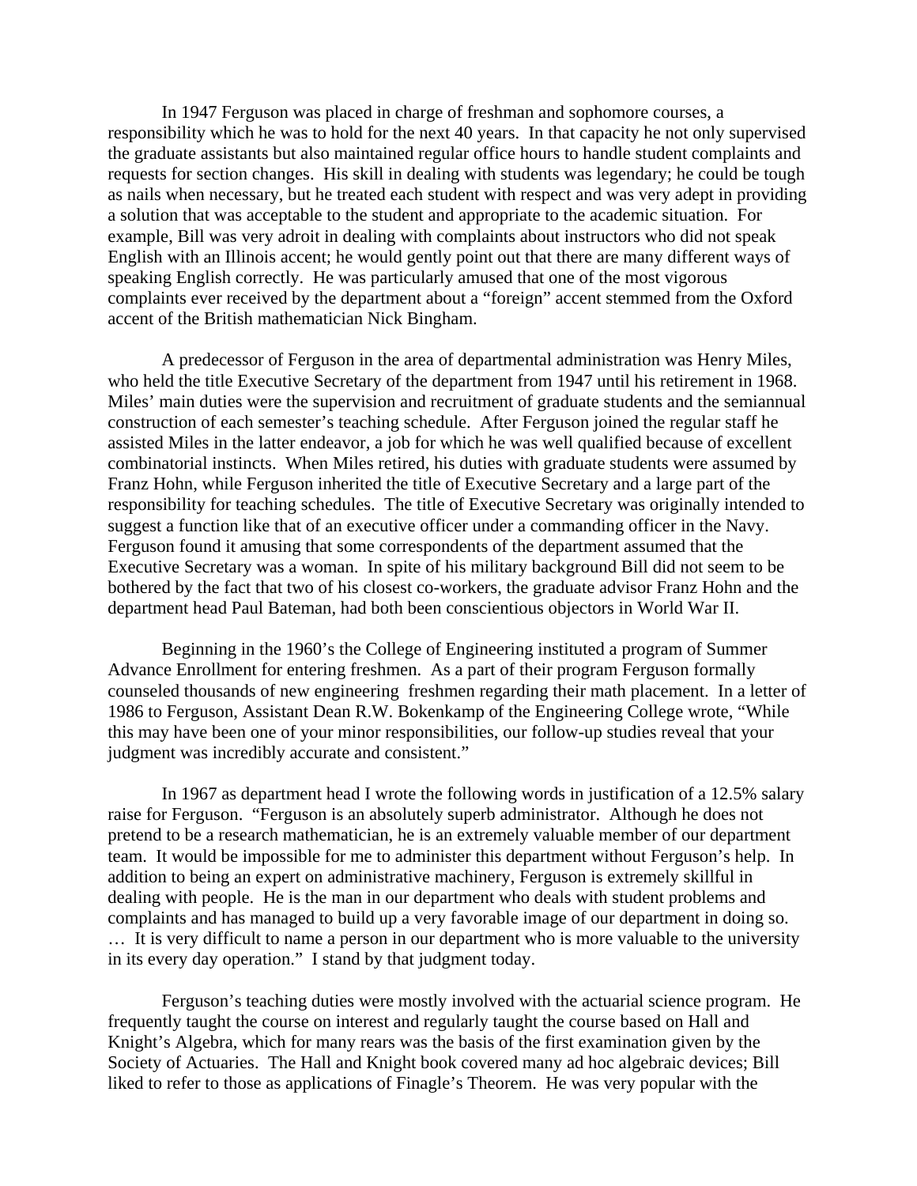In 1947 Ferguson was placed in charge of freshman and sophomore courses, a responsibility which he was to hold for the next 40 years. In that capacity he not only supervised the graduate assistants but also maintained regular office hours to handle student complaints and requests for section changes. His skill in dealing with students was legendary; he could be tough as nails when necessary, but he treated each student with respect and was very adept in providing a solution that was acceptable to the student and appropriate to the academic situation. For example, Bill was very adroit in dealing with complaints about instructors who did not speak English with an Illinois accent; he would gently point out that there are many different ways of speaking English correctly. He was particularly amused that one of the most vigorous complaints ever received by the department about a "foreign" accent stemmed from the Oxford accent of the British mathematician Nick Bingham.

A predecessor of Ferguson in the area of departmental administration was Henry Miles, who held the title Executive Secretary of the department from 1947 until his retirement in 1968. Miles' main duties were the supervision and recruitment of graduate students and the semiannual construction of each semester's teaching schedule. After Ferguson joined the regular staff he assisted Miles in the latter endeavor, a job for which he was well qualified because of excellent combinatorial instincts. When Miles retired, his duties with graduate students were assumed by Franz Hohn, while Ferguson inherited the title of Executive Secretary and a large part of the responsibility for teaching schedules. The title of Executive Secretary was originally intended to suggest a function like that of an executive officer under a commanding officer in the Navy. Ferguson found it amusing that some correspondents of the department assumed that the Executive Secretary was a woman. In spite of his military background Bill did not seem to be bothered by the fact that two of his closest co-workers, the graduate advisor Franz Hohn and the department head Paul Bateman, had both been conscientious objectors in World War II.

Beginning in the 1960's the College of Engineering instituted a program of Summer Advance Enrollment for entering freshmen. As a part of their program Ferguson formally counseled thousands of new engineering freshmen regarding their math placement. In a letter of 1986 to Ferguson, Assistant Dean R.W. Bokenkamp of the Engineering College wrote, "While this may have been one of your minor responsibilities, our follow-up studies reveal that your judgment was incredibly accurate and consistent."

In 1967 as department head I wrote the following words in justification of a 12.5% salary raise for Ferguson. "Ferguson is an absolutely superb administrator. Although he does not pretend to be a research mathematician, he is an extremely valuable member of our department team. It would be impossible for me to administer this department without Ferguson's help. In addition to being an expert on administrative machinery, Ferguson is extremely skillful in dealing with people. He is the man in our department who deals with student problems and complaints and has managed to build up a very favorable image of our department in doing so. … It is very difficult to name a person in our department who is more valuable to the university in its every day operation." I stand by that judgment today.

Ferguson's teaching duties were mostly involved with the actuarial science program. He frequently taught the course on interest and regularly taught the course based on Hall and Knight's Algebra, which for many rears was the basis of the first examination given by the Society of Actuaries. The Hall and Knight book covered many ad hoc algebraic devices; Bill liked to refer to those as applications of Finagle's Theorem. He was very popular with the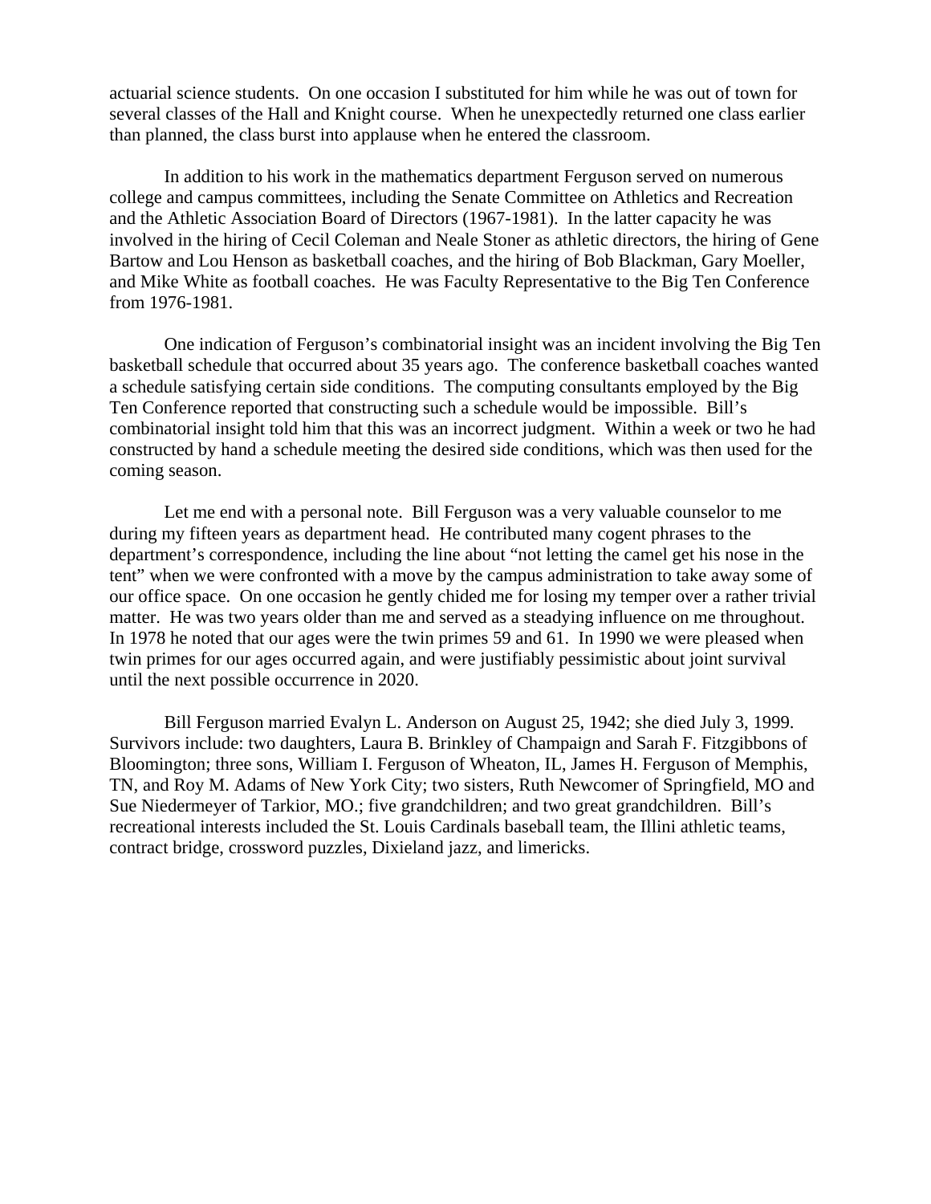actuarial science students. On one occasion I substituted for him while he was out of town for several classes of the Hall and Knight course. When he unexpectedly returned one class earlier than planned, the class burst into applause when he entered the classroom.

In addition to his work in the mathematics department Ferguson served on numerous college and campus committees, including the Senate Committee on Athletics and Recreation and the Athletic Association Board of Directors (1967-1981). In the latter capacity he was involved in the hiring of Cecil Coleman and Neale Stoner as athletic directors, the hiring of Gene Bartow and Lou Henson as basketball coaches, and the hiring of Bob Blackman, Gary Moeller, and Mike White as football coaches. He was Faculty Representative to the Big Ten Conference from 1976-1981.

One indication of Ferguson's combinatorial insight was an incident involving the Big Ten basketball schedule that occurred about 35 years ago. The conference basketball coaches wanted a schedule satisfying certain side conditions. The computing consultants employed by the Big Ten Conference reported that constructing such a schedule would be impossible. Bill's combinatorial insight told him that this was an incorrect judgment. Within a week or two he had constructed by hand a schedule meeting the desired side conditions, which was then used for the coming season.

Let me end with a personal note. Bill Ferguson was a very valuable counselor to me during my fifteen years as department head. He contributed many cogent phrases to the department's correspondence, including the line about "not letting the camel get his nose in the tent" when we were confronted with a move by the campus administration to take away some of our office space. On one occasion he gently chided me for losing my temper over a rather trivial matter. He was two years older than me and served as a steadying influence on me throughout. In 1978 he noted that our ages were the twin primes 59 and 61. In 1990 we were pleased when twin primes for our ages occurred again, and were justifiably pessimistic about joint survival until the next possible occurrence in 2020.

Bill Ferguson married Evalyn L. Anderson on August 25, 1942; she died July 3, 1999. Survivors include: two daughters, Laura B. Brinkley of Champaign and Sarah F. Fitzgibbons of Bloomington; three sons, William I. Ferguson of Wheaton, IL, James H. Ferguson of Memphis, TN, and Roy M. Adams of New York City; two sisters, Ruth Newcomer of Springfield, MO and Sue Niedermeyer of Tarkior, MO.; five grandchildren; and two great grandchildren. Bill's recreational interests included the St. Louis Cardinals baseball team, the Illini athletic teams, contract bridge, crossword puzzles, Dixieland jazz, and limericks.